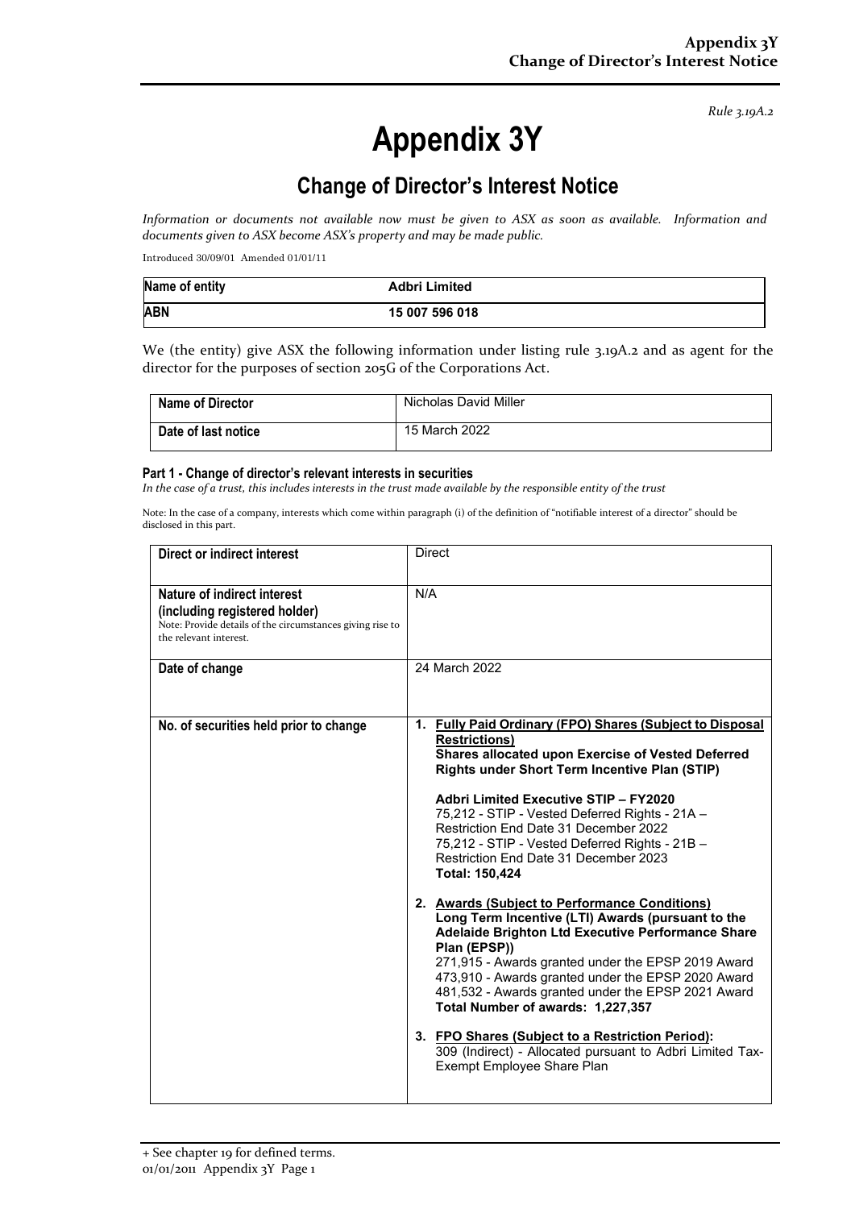*Rule 3.19A.2*

# Appendix 3Y

## Change of Director's Interest Notice

*Information or documents not available now must be given to ASX as soon as available. Information and documents given to ASX become ASX's property and may be made public.*

Introduced 30/09/01 Amended 01/01/11

| Name of entity | Adbri Limited |
|---|---|
| ABN | 15 007 596 018 |

We (the entity) give ASX the following information under listing rule 3.19A.2 and as agent for the director for the purposes of section 205G of the Corporations Act.

| Name of Director | Nicholas David Miller |
|---|---|
| Date of last notice | 15 March 2022 |

#### Part 1 - Change of director's relevant interests in securities

*In the case of a trust, this includes interests in the trust made available by the responsible entity of the trust*

Note: In the case of a company, interests which come within paragraph (i) of the definition of "notifiable interest of a director" should be disclosed in this part.

| Direct or indirect interest | Direct |
|---|---|
| **Nature of indirect interest (including registered holder)**<br>Note: Provide details of the circumstances giving rise to the relevant interest. | N/A |
| **Date of change** | 24 March 2022 |
| **No. of securities held prior to change** | 1. **Fully Paid Ordinary (FPO) Shares (Subject to Disposal Restrictions)**<br>**Shares allocated upon Exercise of Vested Deferred Rights under Short Term Incentive Plan (STIP)**<br><br>**Adbri Limited Executive STIP – FY2020**<br>75,212 - STIP - Vested Deferred Rights - 21A – Restriction End Date 31 December 2022<br>75,212 - STIP - Vested Deferred Rights - 21B – Restriction End Date 31 December 2023<br>**Total: 150,424**<br><br>2. **Awards (Subject to Performance Conditions)**<br>**Long Term Incentive (LTI) Awards (pursuant to the Adelaide Brighton Ltd Executive Performance Share Plan (EPSP))**<br>271,915 - Awards granted under the EPSP 2019 Award<br>473,910 - Awards granted under the EPSP 2020 Award<br>481,532 - Awards granted under the EPSP 2021 Award<br>**Total Number of awards: 1,227,357**<br><br>3. **FPO Shares (Subject to a Restriction Period):**<br>309 (Indirect) - Allocated pursuant to Adbri Limited Tax-Exempt Employee Share Plan |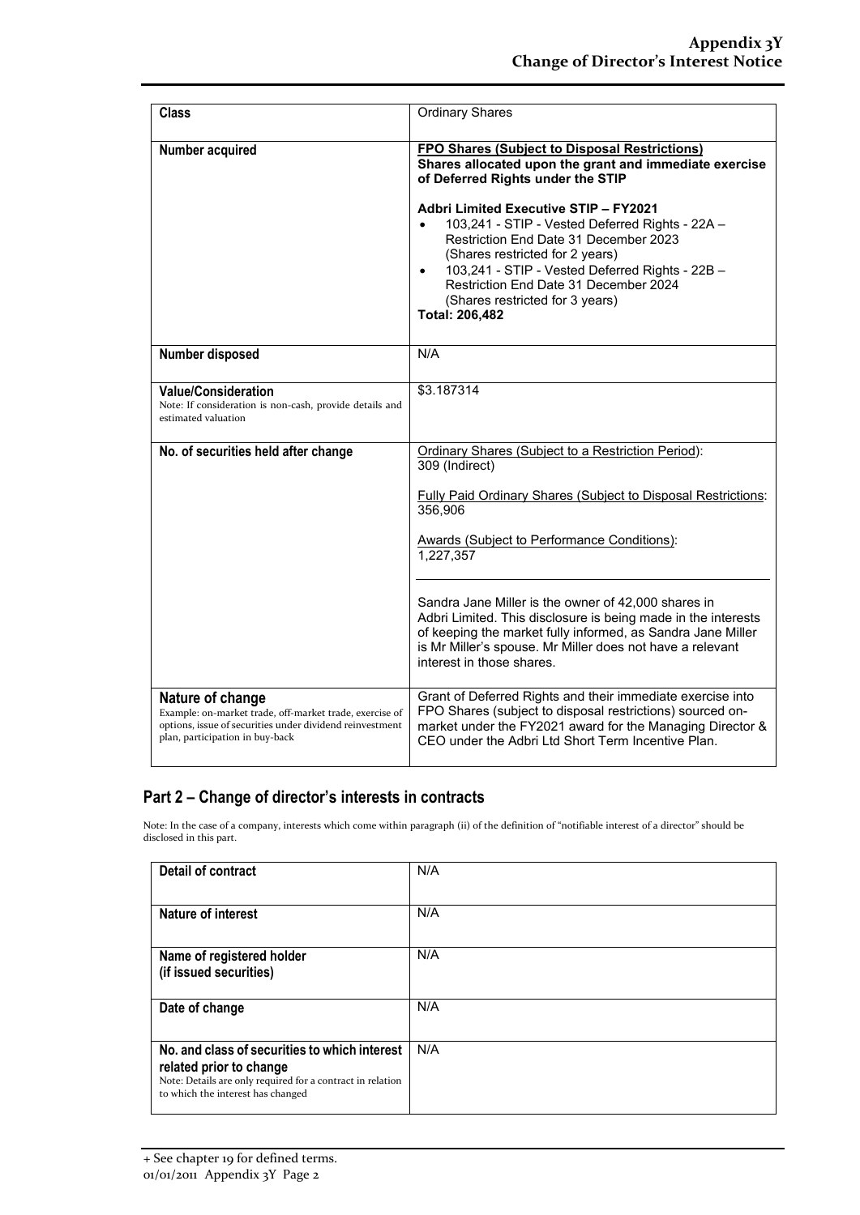| Class | Ordinary Shares |
|---|---|
| **Number acquired** | **FPO Shares (Subject to Disposal Restrictions)**<br>**Shares allocated upon the grant and immediate exercise of Deferred Rights under the STIP**<br><br>**Adbri Limited Executive STIP – FY2021**<br>• 103,241 - STIP - Vested Deferred Rights - 22A – Restriction End Date 31 December 2023 (Shares restricted for 2 years)<br>• 103,241 - STIP - Vested Deferred Rights - 22B – Restriction End Date 31 December 2024 (Shares restricted for 3 years)<br>**Total: 206,482** |
| **Number disposed** | N/A |
| **Value/Consideration**<br>Note: If consideration is non-cash, provide details and estimated valuation | $3.187314 |
| **No. of securities held after change** | Ordinary Shares (Subject to a Restriction Period):<br>309 (Indirect)<br><br>Fully Paid Ordinary Shares (Subject to Disposal Restrictions:<br>356,906<br><br>Awards (Subject to Performance Conditions):<br>1,227,357<br><br>Sandra Jane Miller is the owner of 42,000 shares in Adbri Limited. This disclosure is being made in the interests of keeping the market fully informed, as Sandra Jane Miller is Mr Miller's spouse. Mr Miller does not have a relevant interest in those shares. |
| **Nature of change**<br>Example: on-market trade, off-market trade, exercise of options, issue of securities under dividend reinvestment plan, participation in buy-back | Grant of Deferred Rights and their immediate exercise into FPO Shares (subject to disposal restrictions) sourced on-market under the FY2021 award for the Managing Director & CEO under the Adbri Ltd Short Term Incentive Plan. |

## Part 2 – Change of director's interests in contracts

Note: In the case of a company, interests which come within paragraph (ii) of the definition of "notifiable interest of a director" should be disclosed in this part.

| Detail of contract | N/A |
|---|---|
| **Nature of interest** | N/A |
| **Name of registered holder (if issued securities)** | N/A |
| **Date of change** | N/A |
| **No. and class of securities to which interest related prior to change**<br>Note: Details are only required for a contract in relation to which the interest has changed | N/A |

+ See chapter 19 for defined terms.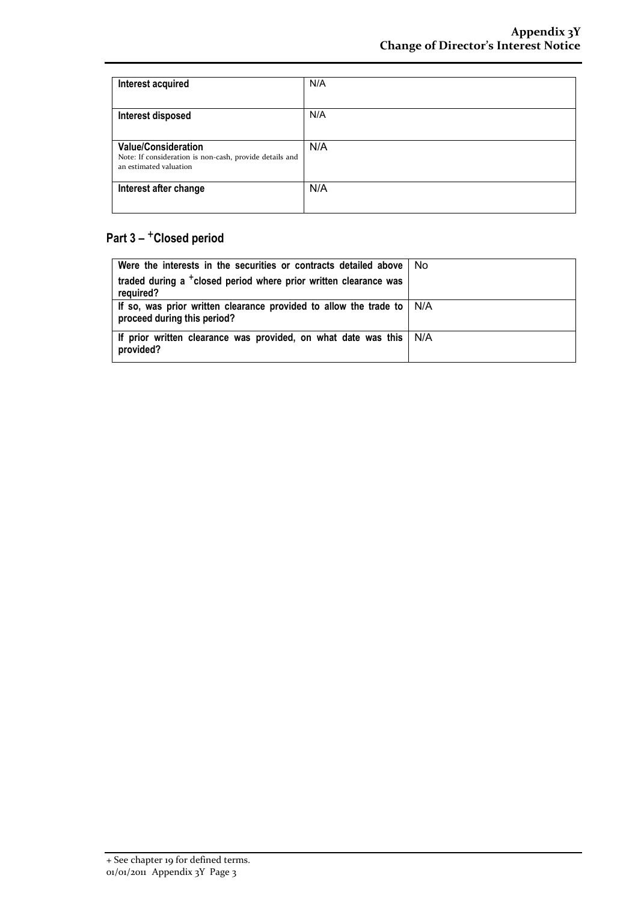| | |
|---|---|
| **Interest acquired** | N/A |
| **Interest disposed** | N/A |
| **Value/Consideration**<br>Note: If consideration is non-cash, provide details and an estimated valuation | N/A |
| **Interest after change** | N/A |

## Part 3 – +Closed period

| | |
|---|---|
| **Were the interests in the securities or contracts detailed above traded during a +closed period where prior written clearance was required?** | No |
| **If so, was prior written clearance provided to allow the trade to proceed during this period?** | N/A |
| **If prior written clearance was provided, on what date was this provided?** | N/A |

+ See chapter 19 for defined terms.